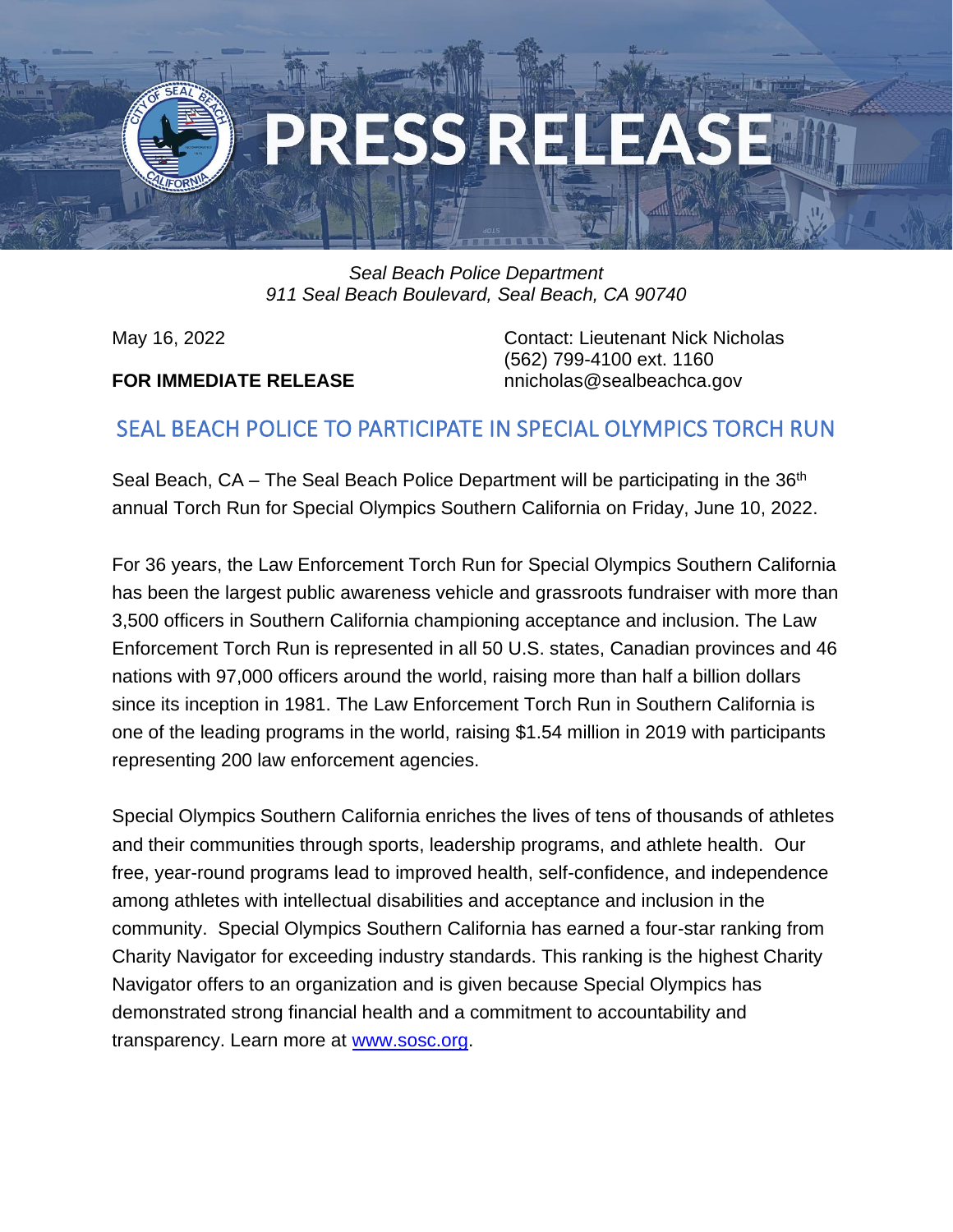# PRESS RELEASE

*Seal Beach Police Department*
*911 Seal Beach Boulevard, Seal Beach, CA 90740*

May 16, 2022

**FOR IMMEDIATE RELEASE**

Contact: Lieutenant Nick Nicholas
(562) 799-4100 ext. 1160
nnicholas@sealbeachca.gov

## SEAL BEACH POLICE TO PARTICIPATE IN SPECIAL OLYMPICS TORCH RUN

Seal Beach, CA – The Seal Beach Police Department will be participating in the 36th annual Torch Run for Special Olympics Southern California on Friday, June 10, 2022.

For 36 years, the Law Enforcement Torch Run for Special Olympics Southern California has been the largest public awareness vehicle and grassroots fundraiser with more than 3,500 officers in Southern California championing acceptance and inclusion. The Law Enforcement Torch Run is represented in all 50 U.S. states, Canadian provinces and 46 nations with 97,000 officers around the world, raising more than half a billion dollars since its inception in 1981. The Law Enforcement Torch Run in Southern California is one of the leading programs in the world, raising $1.54 million in 2019 with participants representing 200 law enforcement agencies.

Special Olympics Southern California enriches the lives of tens of thousands of athletes and their communities through sports, leadership programs, and athlete health. Our free, year-round programs lead to improved health, self-confidence, and independence among athletes with intellectual disabilities and acceptance and inclusion in the community. Special Olympics Southern California has earned a four-star ranking from Charity Navigator for exceeding industry standards. This ranking is the highest Charity Navigator offers to an organization and is given because Special Olympics has demonstrated strong financial health and a commitment to accountability and transparency. Learn more at [www.sosc.org](http://www.sosc.org).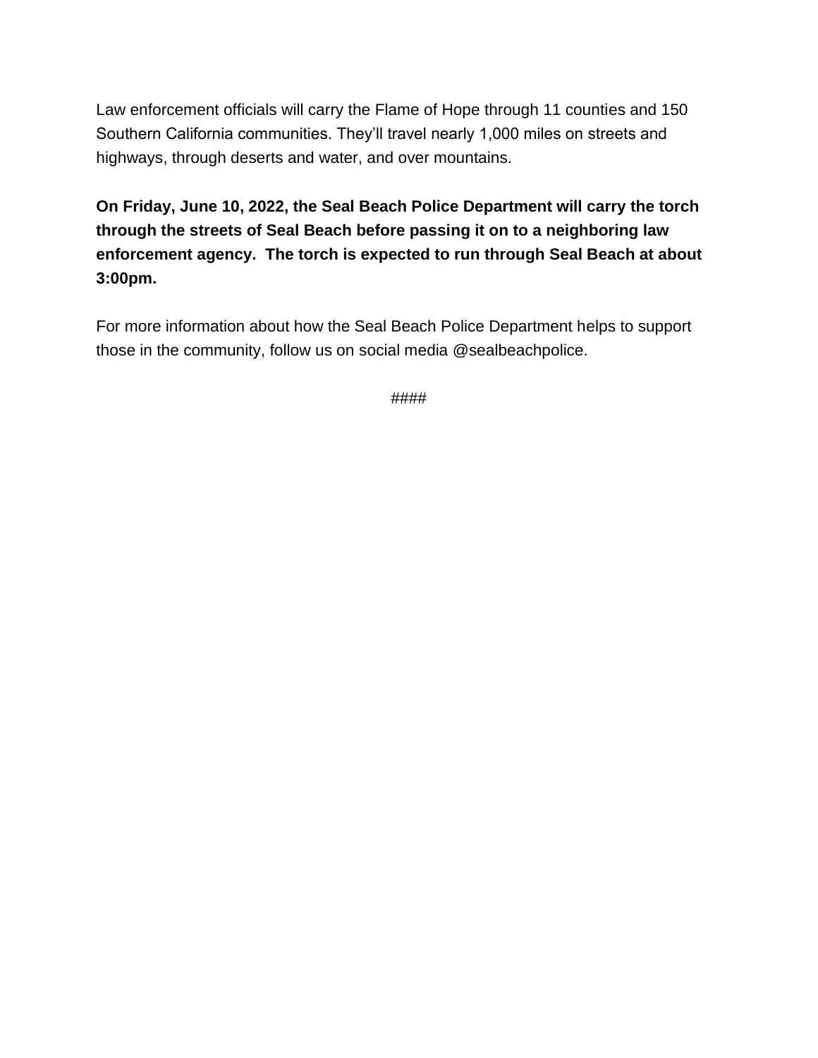Law enforcement officials will carry the Flame of Hope through 11 counties and 150 Southern California communities. They'll travel nearly 1,000 miles on streets and highways, through deserts and water, and over mountains.

**On Friday, June 10, 2022, the Seal Beach Police Department will carry the torch through the streets of Seal Beach before passing it on to a neighboring law enforcement agency. The torch is expected to run through Seal Beach at about 3:00pm.**

For more information about how the Seal Beach Police Department helps to support those in the community, follow us on social media @sealbeachpolice.

####